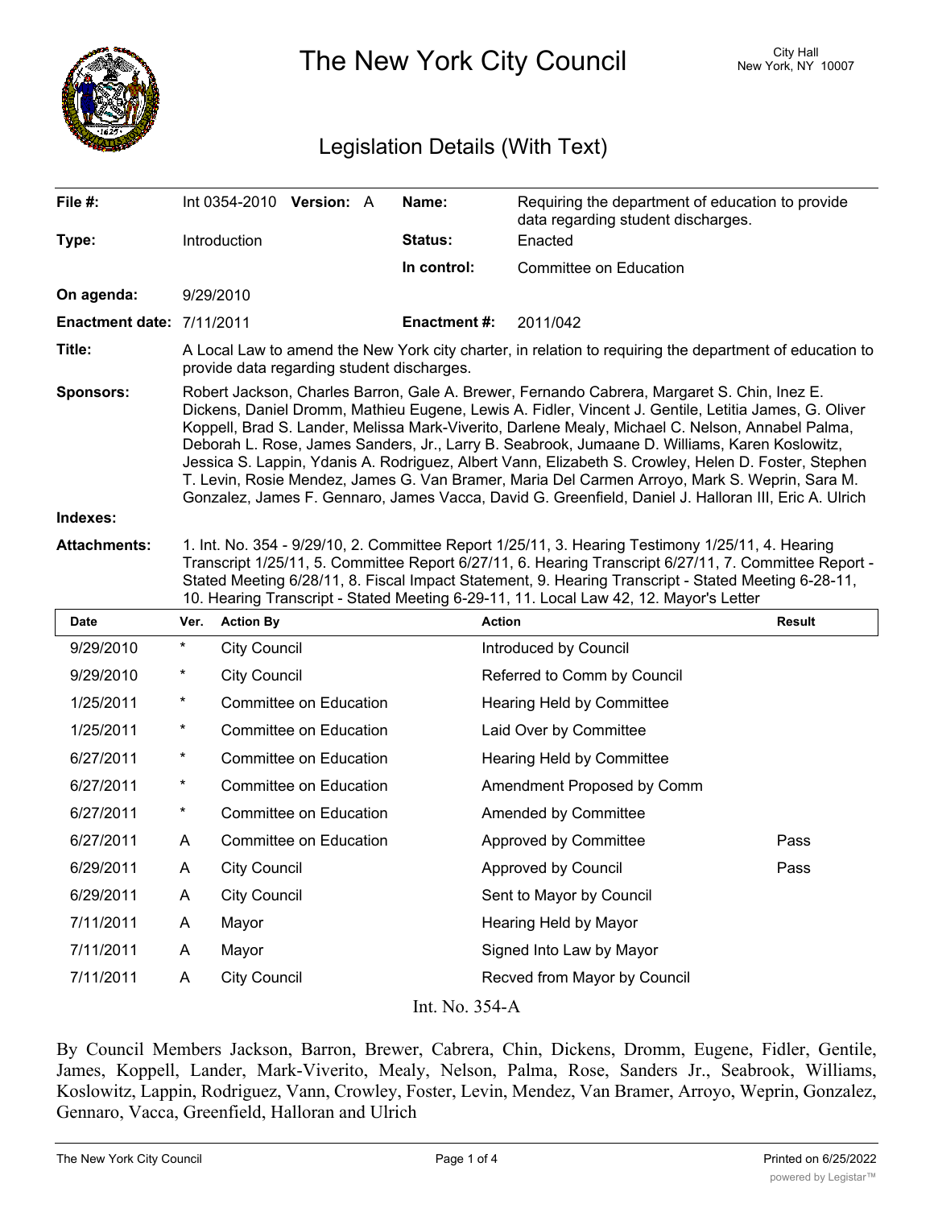# The New York City Council

City Hall
New York, NY 10007

## Legislation Details (With Text)

| | | | |
|---|---|---|---|
| **File #:** | Int 0354-2010 **Version:** A | **Name:** | Requiring the department of education to provide data regarding student discharges. |
| **Type:** | Introduction | **Status:** | Enacted |
| | | **In control:** | Committee on Education |
| **On agenda:** | 9/29/2010 | | |
| **Enactment date:** | 7/11/2011 | **Enactment #:** | 2011/042 |

**Title:** A Local Law to amend the New York city charter, in relation to requiring the department of education to provide data regarding student discharges.

**Sponsors:** Robert Jackson, Charles Barron, Gale A. Brewer, Fernando Cabrera, Margaret S. Chin, Inez E. Dickens, Daniel Dromm, Mathieu Eugene, Lewis A. Fidler, Vincent J. Gentile, Letitia James, G. Oliver Koppell, Brad S. Lander, Melissa Mark-Viverito, Darlene Mealy, Michael C. Nelson, Annabel Palma, Deborah L. Rose, James Sanders, Jr., Larry B. Seabrook, Jumaane D. Williams, Karen Koslowitz, Jessica S. Lappin, Ydanis A. Rodriguez, Albert Vann, Elizabeth S. Crowley, Helen D. Foster, Stephen T. Levin, Rosie Mendez, James G. Van Bramer, Maria Del Carmen Arroyo, Mark S. Weprin, Sara M. Gonzalez, James F. Gennaro, James Vacca, David G. Greenfield, Daniel J. Halloran III, Eric A. Ulrich

**Indexes:**

**Attachments:** 1. Int. No. 354 - 9/29/10, 2. Committee Report 1/25/11, 3. Hearing Testimony 1/25/11, 4. Hearing Transcript 1/25/11, 5. Committee Report 6/27/11, 6. Hearing Transcript 6/27/11, 7. Committee Report - Stated Meeting 6/28/11, 8. Fiscal Impact Statement, 9. Hearing Transcript - Stated Meeting 6-28-11, 10. Hearing Transcript - Stated Meeting 6-29-11, 11. Local Law 42, 12. Mayor's Letter

| Date | Ver. | Action By | Action | Result |
|---|---|---|---|---|
| 9/29/2010 | * | City Council | Introduced by Council | |
| 9/29/2010 | * | City Council | Referred to Comm by Council | |
| 1/25/2011 | * | Committee on Education | Hearing Held by Committee | |
| 1/25/2011 | * | Committee on Education | Laid Over by Committee | |
| 6/27/2011 | * | Committee on Education | Hearing Held by Committee | |
| 6/27/2011 | * | Committee on Education | Amendment Proposed by Comm | |
| 6/27/2011 | * | Committee on Education | Amended by Committee | |
| 6/27/2011 | A | Committee on Education | Approved by Committee | Pass |
| 6/29/2011 | A | City Council | Approved by Council | Pass |
| 6/29/2011 | A | City Council | Sent to Mayor by Council | |
| 7/11/2011 | A | Mayor | Hearing Held by Mayor | |
| 7/11/2011 | A | Mayor | Signed Into Law by Mayor | |
| 7/11/2011 | A | City Council | Recved from Mayor by Council | |

Int. No. 354-A

By Council Members Jackson, Barron, Brewer, Cabrera, Chin, Dickens, Dromm, Eugene, Fidler, Gentile, James, Koppell, Lander, Mark-Viverito, Mealy, Nelson, Palma, Rose, Sanders Jr., Seabrook, Williams, Koslowitz, Lappin, Rodriguez, Vann, Crowley, Foster, Levin, Mendez, Van Bramer, Arroyo, Weprin, Gonzalez, Gennaro, Vacca, Greenfield, Halloran and Ulrich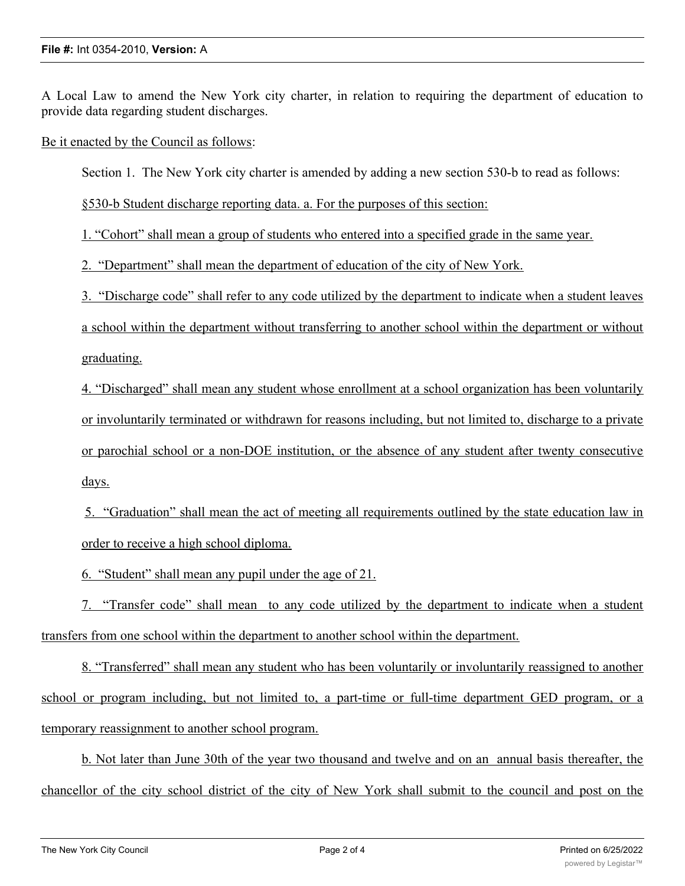A Local Law to amend the New York city charter, in relation to requiring the department of education to provide data regarding student discharges.

Be it enacted by the Council as follows:

Section 1. The New York city charter is amended by adding a new section 530-b to read as follows:

§530-b Student discharge reporting data. a. For the purposes of this section:

1. "Cohort" shall mean a group of students who entered into a specified grade in the same year.

2. "Department" shall mean the department of education of the city of New York.

3. "Discharge code" shall refer to any code utilized by the department to indicate when a student leaves a school within the department without transferring to another school within the department or without graduating.

4. "Discharged" shall mean any student whose enrollment at a school organization has been voluntarily or involuntarily terminated or withdrawn for reasons including, but not limited to, discharge to a private or parochial school or a non-DOE institution, or the absence of any student after twenty consecutive days.

5. "Graduation" shall mean the act of meeting all requirements outlined by the state education law in order to receive a high school diploma.

6. "Student" shall mean any pupil under the age of 21.

7. "Transfer code" shall mean to any code utilized by the department to indicate when a student transfers from one school within the department to another school within the department.

8. "Transferred" shall mean any student who has been voluntarily or involuntarily reassigned to another school or program including, but not limited to, a part-time or full-time department GED program, or a temporary reassignment to another school program.

b. Not later than June 30th of the year two thousand and twelve and on an annual basis thereafter, the chancellor of the city school district of the city of New York shall submit to the council and post on the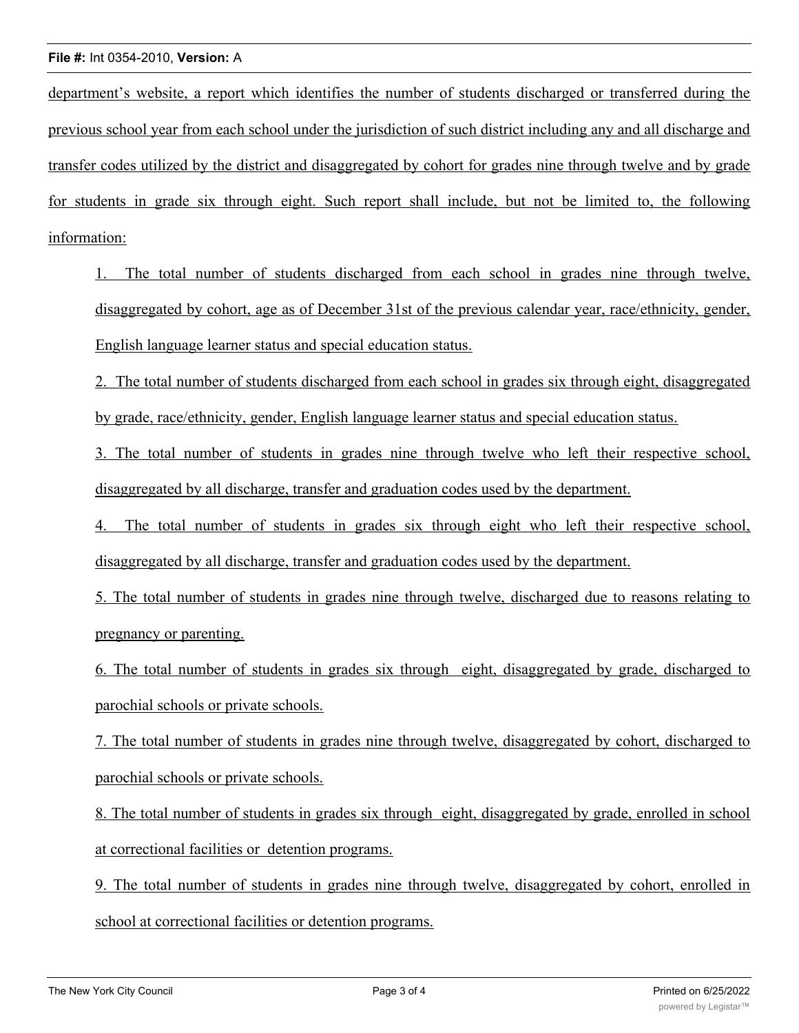department's website, a report which identifies the number of students discharged or transferred during the previous school year from each school under the jurisdiction of such district including any and all discharge and transfer codes utilized by the district and disaggregated by cohort for grades nine through twelve and by grade for students in grade six through eight. Such report shall include, but not be limited to, the following information:

1. The total number of students discharged from each school in grades nine through twelve, disaggregated by cohort, age as of December 31st of the previous calendar year, race/ethnicity, gender, English language learner status and special education status.

2. The total number of students discharged from each school in grades six through eight, disaggregated by grade, race/ethnicity, gender, English language learner status and special education status.

3. The total number of students in grades nine through twelve who left their respective school, disaggregated by all discharge, transfer and graduation codes used by the department.

4. The total number of students in grades six through eight who left their respective school, disaggregated by all discharge, transfer and graduation codes used by the department.

5. The total number of students in grades nine through twelve, discharged due to reasons relating to pregnancy or parenting.

6. The total number of students in grades six through eight, disaggregated by grade, discharged to parochial schools or private schools.

7. The total number of students in grades nine through twelve, disaggregated by cohort, discharged to parochial schools or private schools.

8. The total number of students in grades six through eight, disaggregated by grade, enrolled in school at correctional facilities or detention programs.

9. The total number of students in grades nine through twelve, disaggregated by cohort, enrolled in school at correctional facilities or detention programs.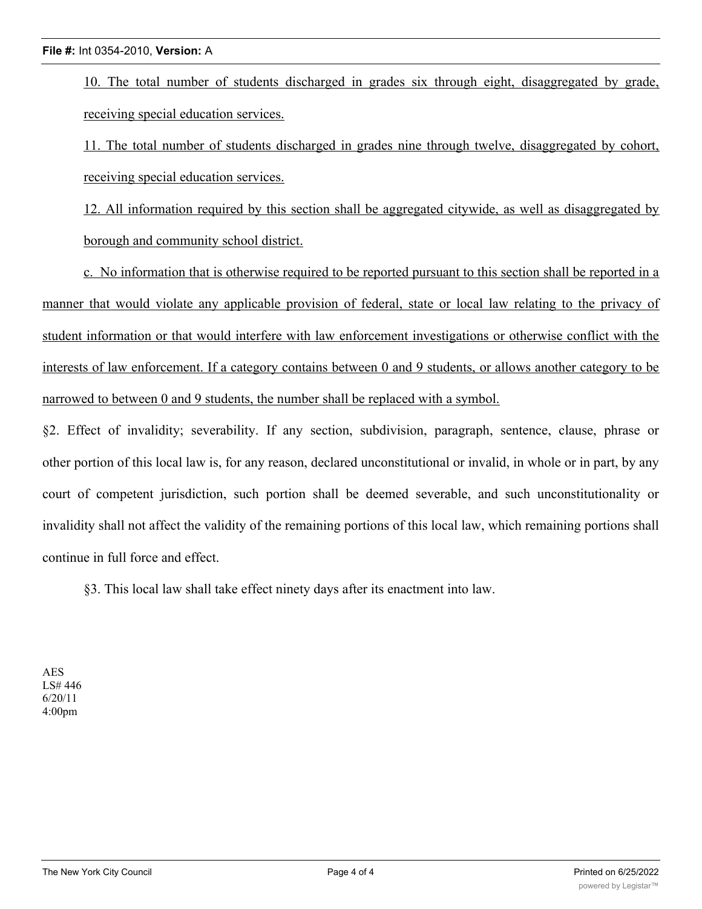10. The total number of students discharged in grades six through eight, disaggregated by grade, receiving special education services.

11. The total number of students discharged in grades nine through twelve, disaggregated by cohort, receiving special education services.

12. All information required by this section shall be aggregated citywide, as well as disaggregated by borough and community school district.

c. No information that is otherwise required to be reported pursuant to this section shall be reported in a manner that would violate any applicable provision of federal, state or local law relating to the privacy of student information or that would interfere with law enforcement investigations or otherwise conflict with the interests of law enforcement. If a category contains between 0 and 9 students, or allows another category to be narrowed to between 0 and 9 students, the number shall be replaced with a symbol.

§2. Effect of invalidity; severability. If any section, subdivision, paragraph, sentence, clause, phrase or other portion of this local law is, for any reason, declared unconstitutional or invalid, in whole or in part, by any court of competent jurisdiction, such portion shall be deemed severable, and such unconstitutionality or invalidity shall not affect the validity of the remaining portions of this local law, which remaining portions shall continue in full force and effect.

§3. This local law shall take effect ninety days after its enactment into law.

AES
LS# 446
6/20/11
4:00pm